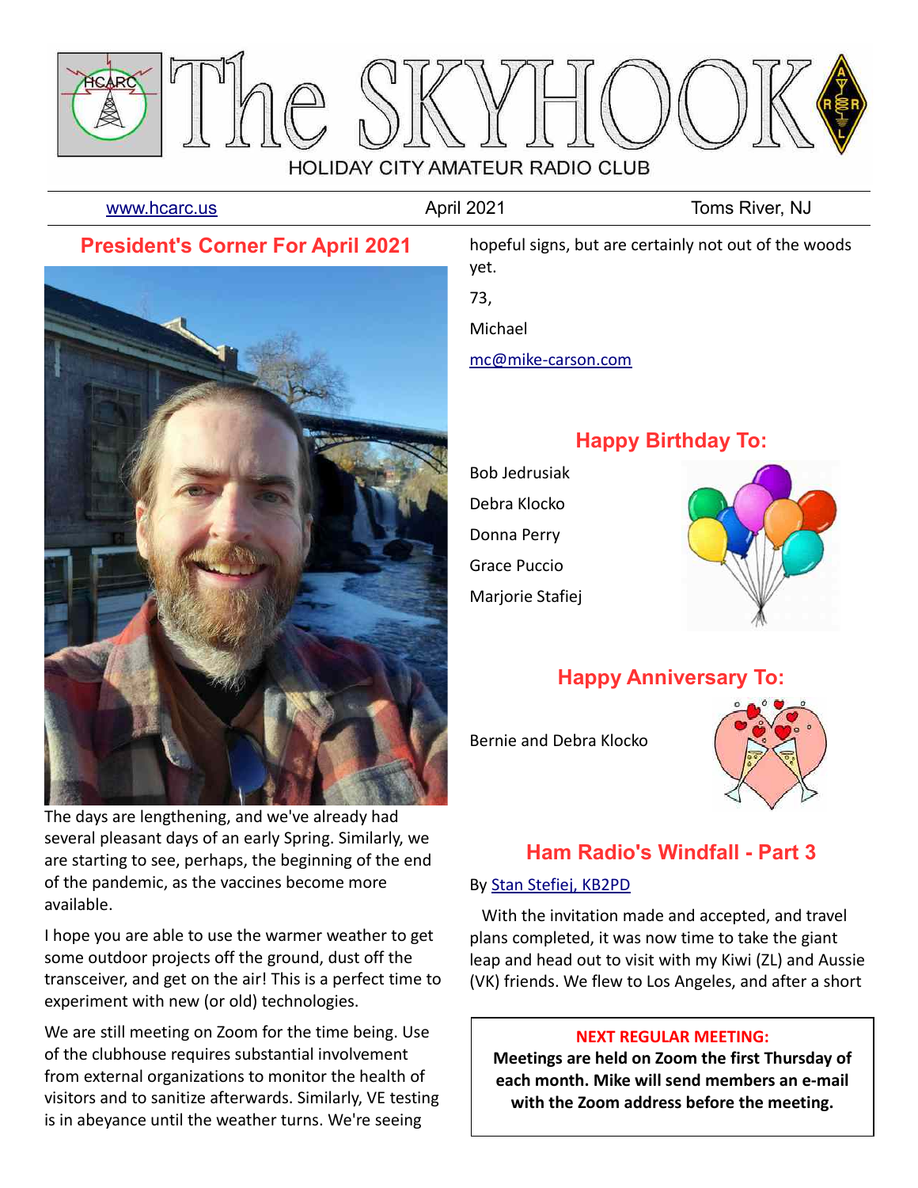# The SKYHOOK

HOLIDAY CITY AMATEUR RADIO CLUB

www.hcarc.us | April 2021 | Toms River, NJ

## President's Corner For April 2021

The days are lengthening, and we've already had several pleasant days of an early Spring. Similarly, we are starting to see, perhaps, the beginning of the end of the pandemic, as the vaccines become more available.

I hope you are able to use the warmer weather to get some outdoor projects off the ground, dust off the transceiver, and get on the air! This is a perfect time to experiment with new (or old) technologies.

We are still meeting on Zoom for the time being. Use of the clubhouse requires substantial involvement from external organizations to monitor the health of visitors and to sanitize afterwards. Similarly, VE testing is in abeyance until the weather turns. We're seeing hopeful signs, but are certainly not out of the woods yet.

73,

Michael

mc@mike-carson.com

## Happy Birthday To:

Bob Jedrusiak

Debra Klocko

Donna Perry

Grace Puccio

Marjorie Stafiej

## Happy Anniversary To:

Bernie and Debra Klocko

## Ham Radio's Windfall - Part 3

By Stan Stefiej, KB2PD

With the invitation made and accepted, and travel plans completed, it was now time to take the giant leap and head out to visit with my Kiwi (ZL) and Aussie (VK) friends. We flew to Los Angeles, and after a short

**NEXT REGULAR MEETING:**

**Meetings are held on Zoom the first Thursday of each month. Mike will send members an e-mail with the Zoom address before the meeting.**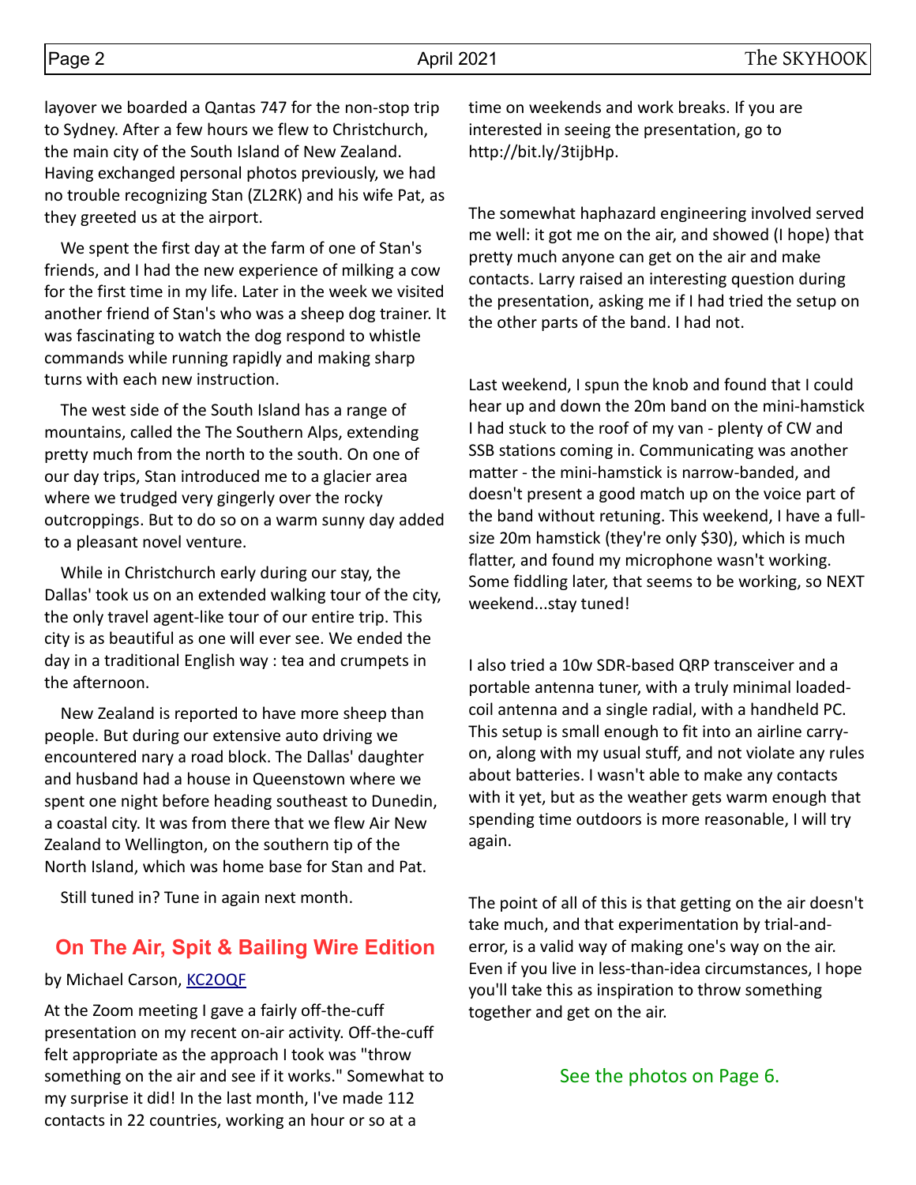layover we boarded a Qantas 747 for the non-stop trip to Sydney. After a few hours we flew to Christchurch, the main city of the South Island of New Zealand. Having exchanged personal photos previously, we had no trouble recognizing Stan (ZL2RK) and his wife Pat, as they greeted us at the airport.

We spent the first day at the farm of one of Stan's friends, and I had the new experience of milking a cow for the first time in my life. Later in the week we visited another friend of Stan's who was a sheep dog trainer. It was fascinating to watch the dog respond to whistle commands while running rapidly and making sharp turns with each new instruction.

The west side of the South Island has a range of mountains, called the The Southern Alps, extending pretty much from the north to the south. On one of our day trips, Stan introduced me to a glacier area where we trudged very gingerly over the rocky outcroppings. But to do so on a warm sunny day added to a pleasant novel venture.

While in Christchurch early during our stay, the Dallas' took us on an extended walking tour of the city, the only travel agent-like tour of our entire trip. This city is as beautiful as one will ever see. We ended the day in a traditional English way : tea and crumpets in the afternoon.

New Zealand is reported to have more sheep than people. But during our extensive auto driving we encountered nary a road block. The Dallas' daughter and husband had a house in Queenstown where we spent one night before heading southeast to Dunedin, a coastal city. It was from there that we flew Air New Zealand to Wellington, on the southern tip of the North Island, which was home base for Stan and Pat.

Still tuned in? Tune in again next month.

## On The Air, Spit & Bailing Wire Edition

by Michael Carson, KC2OQF

At the Zoom meeting I gave a fairly off-the-cuff presentation on my recent on-air activity. Off-the-cuff felt appropriate as the approach I took was "throw something on the air and see if it works." Somewhat to my surprise it did! In the last month, I've made 112 contacts in 22 countries, working an hour or so at a time on weekends and work breaks. If you are interested in seeing the presentation, go to http://bit.ly/3tijbHp.

The somewhat haphazard engineering involved served me well: it got me on the air, and showed (I hope) that pretty much anyone can get on the air and make contacts. Larry raised an interesting question during the presentation, asking me if I had tried the setup on the other parts of the band. I had not.

Last weekend, I spun the knob and found that I could hear up and down the 20m band on the mini-hamstick I had stuck to the roof of my van - plenty of CW and SSB stations coming in. Communicating was another matter - the mini-hamstick is narrow-banded, and doesn't present a good match up on the voice part of the band without retuning. This weekend, I have a full-size 20m hamstick (they're only $30), which is much flatter, and found my microphone wasn't working. Some fiddling later, that seems to be working, so NEXT weekend...stay tuned!

I also tried a 10w SDR-based QRP transceiver and a portable antenna tuner, with a truly minimal loaded-coil antenna and a single radial, with a handheld PC. This setup is small enough to fit into an airline carry-on, along with my usual stuff, and not violate any rules about batteries. I wasn't able to make any contacts with it yet, but as the weather gets warm enough that spending time outdoors is more reasonable, I will try again.

The point of all of this is that getting on the air doesn't take much, and that experimentation by trial-and-error, is a valid way of making one's way on the air. Even if you live in less-than-idea circumstances, I hope you'll take this as inspiration to throw something together and get on the air.

See the photos on Page 6.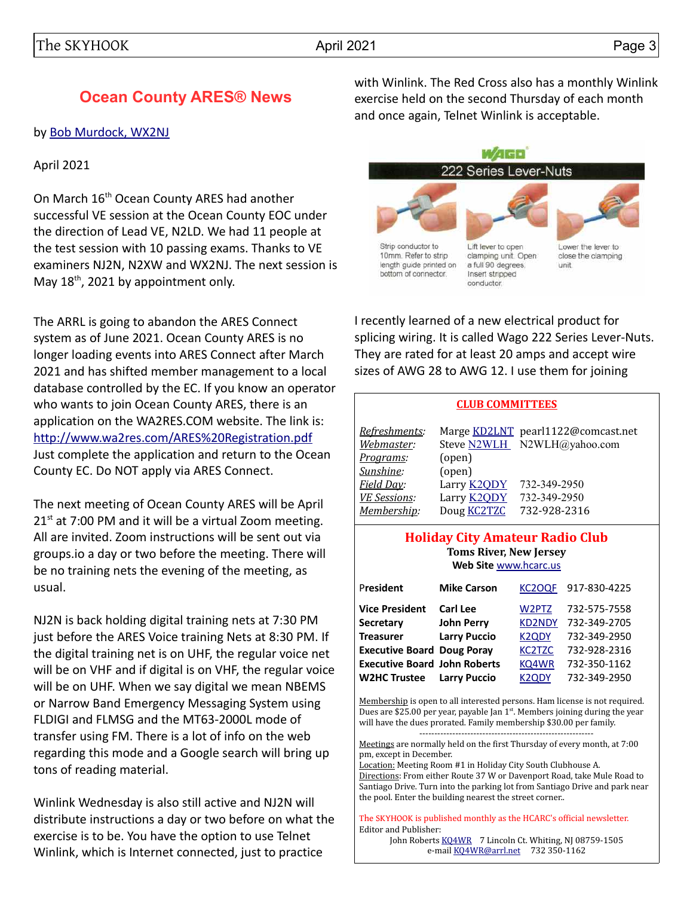## Ocean County ARES® News

by Bob Murdock, WX2NJ

April 2021

On March 16th Ocean County ARES had another successful VE session at the Ocean County EOC under the direction of Lead VE, N2LD. We had 11 people at the test session with 10 passing exams. Thanks to VE examiners NJ2N, N2XW and WX2NJ. The next session is May 18th, 2021 by appointment only.

The ARRL is going to abandon the ARES Connect system as of June 2021. Ocean County ARES is no longer loading events into ARES Connect after March 2021 and has shifted member management to a local database controlled by the EC. If you know an operator who wants to join Ocean County ARES, there is an application on the WA2RES.COM website. The link is: http://www.wa2res.com/ARES%20Registration.pdf Just complete the application and return to the Ocean County EC. Do NOT apply via ARES Connect.

The next meeting of Ocean County ARES will be April 21st at 7:00 PM and it will be a virtual Zoom meeting. All are invited. Zoom instructions will be sent out via groups.io a day or two before the meeting. There will be no training nets the evening of the meeting, as usual.

NJ2N is back holding digital training nets at 7:30 PM just before the ARES Voice training Nets at 8:30 PM. If the digital training net is on UHF, the regular voice net will be on VHF and if digital is on VHF, the regular voice will be on UHF. When we say digital we mean NBEMS or Narrow Band Emergency Messaging System using FLDIGI and FLMSG and the MT63-2000L mode of transfer using FM. There is a lot of info on the web regarding this mode and a Google search will bring up tons of reading material.

Winlink Wednesday is also still active and NJ2N will distribute instructions a day or two before on what the exercise is to be. You have the option to use Telnet Winlink, which is Internet connected, just to practice with Winlink. The Red Cross also has a monthly Winlink exercise held on the second Thursday of each month and once again, Telnet Winlink is acceptable.

WAGO
222 Series Lever-Nuts

Strip conductor to 10mm. Refer to strip length guide printed on bottom of connector.

Lift lever to open clamping unit. Open a full 90 degrees. Insert stripped conductor.

Lower the lever to close the clamping unit.

I recently learned of a new electrical product for splicing wiring. It is called Wago 222 Series Lever-Nuts. They are rated for at least 20 amps and accept wire sizes of AWG 28 to AWG 12. I use them for joining

### CLUB COMMITTEES

| | | |
|---|---|---|
| *Refreshments:* | Marge KD2LNT | pearl1122@comcast.net |
| *Webmaster:* | Steve N2WLH | N2WLH@yahoo.com |
| *Programs:* | (open) | |
| *Sunshine:* | (open) | |
| *Field Day:* | Larry K2QDY | 732-349-2950 |
| *VE Sessions:* | Larry K2QDY | 732-349-2950 |
| *Membership:* | Doug KC2TZC | 732-928-2316 |

### Holiday City Amateur Radio Club

**Toms River, New Jersey**
**Web Site** www.hcarc.us

| | | | |
|---|---|---|---|
| **President** | **Mike Carson** | KC2OQF | 917-830-4225 |
| **Vice President** | **Carl Lee** | W2PTZ | 732-575-7558 |
| **Secretary** | **John Perry** | KD2NDY | 732-349-2705 |
| **Treasurer** | **Larry Puccio** | K2QDY | 732-349-2950 |
| **Executive Board** | **Doug Poray** | KC2TZC | 732-928-2316 |
| **Executive Board** | **John Roberts** | KQ4WR | 732-350-1162 |
| **W2HC Trustee** | **Larry Puccio** | K2QDY | 732-349-2950 |

Membership is open to all interested persons. Ham license is not required. Dues are $25.00 per year, payable Jan 1st. Members joining during the year will have the dues prorated. Family membership $30.00 per family.

---

Meetings are normally held on the first Thursday of every month, at 7:00 pm, except in December.
Location: Meeting Room #1 in Holiday City South Clubhouse A.
Directions: From either Route 37 W or Davenport Road, take Mule Road to Santiago Drive. Turn into the parking lot from Santiago Drive and park near the pool. Enter the building nearest the street corner..

The SKYHOOK is published monthly as the HCARC's official newsletter.
Editor and Publisher:
John Roberts KQ4WR 7 Lincoln Ct. Whiting, NJ 08759-1505
e-mail KQ4WR@arrl.net 732 350-1162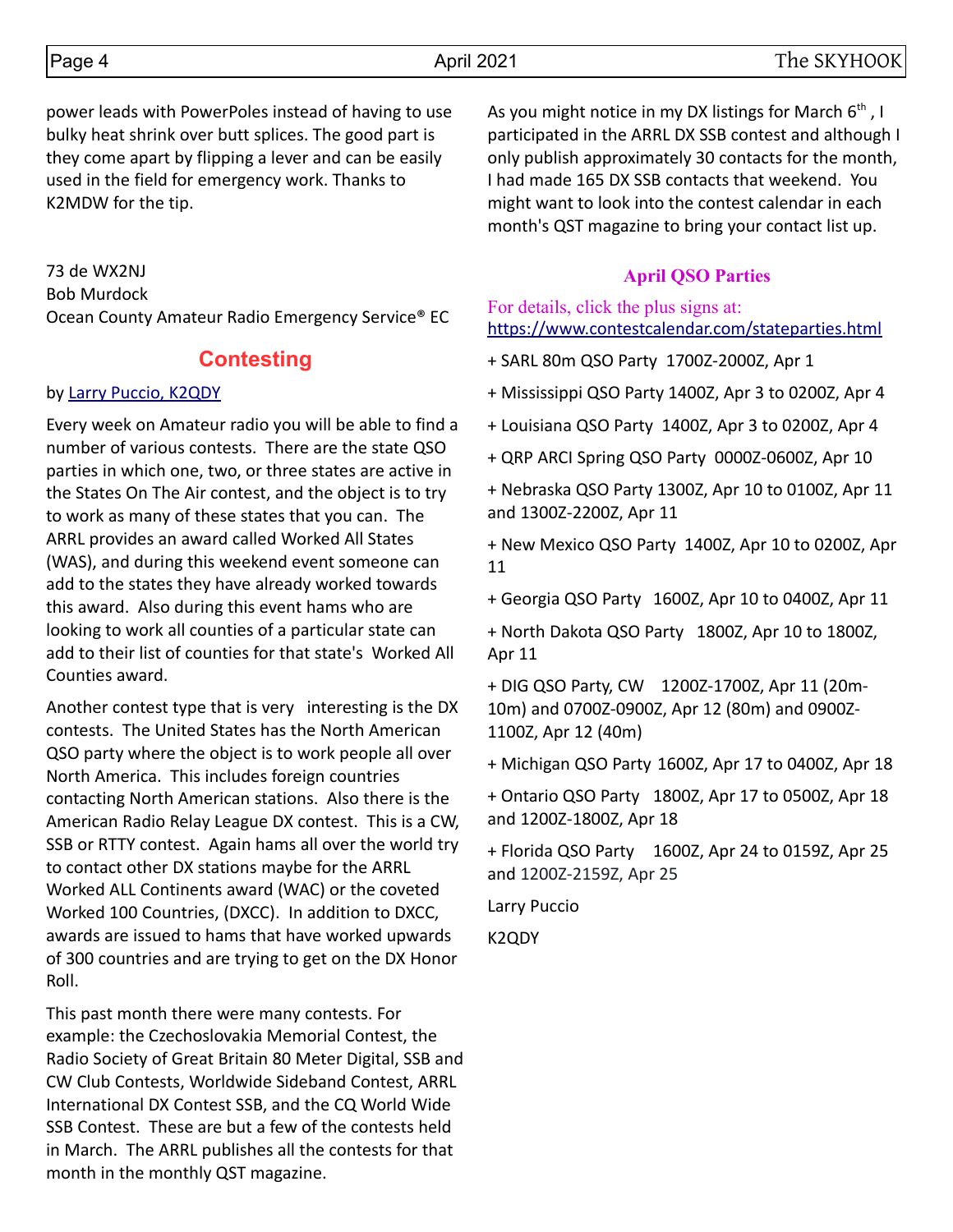power leads with PowerPoles instead of having to use bulky heat shrink over butt splices. The good part is they come apart by flipping a lever and can be easily used in the field for emergency work. Thanks to K2MDW for the tip.

73 de WX2NJ
Bob Murdock
Ocean County Amateur Radio Emergency Service® EC

## Contesting

by Larry Puccio, K2QDY

Every week on Amateur radio you will be able to find a number of various contests. There are the state QSO parties in which one, two, or three states are active in the States On The Air contest, and the object is to try to work as many of these states that you can. The ARRL provides an award called Worked All States (WAS), and during this weekend event someone can add to the states they have already worked towards this award. Also during this event hams who are looking to work all counties of a particular state can add to their list of counties for that state's Worked All Counties award.

Another contest type that is very interesting is the DX contests. The United States has the North American QSO party where the object is to work people all over North America. This includes foreign countries contacting North American stations. Also there is the American Radio Relay League DX contest. This is a CW, SSB or RTTY contest. Again hams all over the world try to contact other DX stations maybe for the ARRL Worked ALL Continents award (WAC) or the coveted Worked 100 Countries, (DXCC). In addition to DXCC, awards are issued to hams that have worked upwards of 300 countries and are trying to get on the DX Honor Roll.

This past month there were many contests. For example: the Czechoslovakia Memorial Contest, the Radio Society of Great Britain 80 Meter Digital, SSB and CW Club Contests, Worldwide Sideband Contest, ARRL International DX Contest SSB, and the CQ World Wide SSB Contest. These are but a few of the contests held in March. The ARRL publishes all the contests for that month in the monthly QST magazine.

As you might notice in my DX listings for March 6th, I participated in the ARRL DX SSB contest and although I only publish approximately 30 contacts for the month, I had made 165 DX SSB contacts that weekend. You might want to look into the contest calendar in each month's QST magazine to bring your contact list up.

### April QSO Parties

For details, click the plus signs at: https://www.contestcalendar.com/stateparties.html

+ SARL 80m QSO Party 1700Z-2000Z, Apr 1

+ Mississippi QSO Party 1400Z, Apr 3 to 0200Z, Apr 4

+ Louisiana QSO Party 1400Z, Apr 3 to 0200Z, Apr 4

+ QRP ARCI Spring QSO Party 0000Z-0600Z, Apr 10

+ Nebraska QSO Party 1300Z, Apr 10 to 0100Z, Apr 11 and 1300Z-2200Z, Apr 11

+ New Mexico QSO Party 1400Z, Apr 10 to 0200Z, Apr 11

+ Georgia QSO Party 1600Z, Apr 10 to 0400Z, Apr 11

+ North Dakota QSO Party 1800Z, Apr 10 to 1800Z, Apr 11

+ DIG QSO Party, CW 1200Z-1700Z, Apr 11 (20m-10m) and 0700Z-0900Z, Apr 12 (80m) and 0900Z-1100Z, Apr 12 (40m)

+ Michigan QSO Party 1600Z, Apr 17 to 0400Z, Apr 18

+ Ontario QSO Party 1800Z, Apr 17 to 0500Z, Apr 18 and 1200Z-1800Z, Apr 18

+ Florida QSO Party 1600Z, Apr 24 to 0159Z, Apr 25 and 1200Z-2159Z, Apr 25

Larry Puccio

K2QDY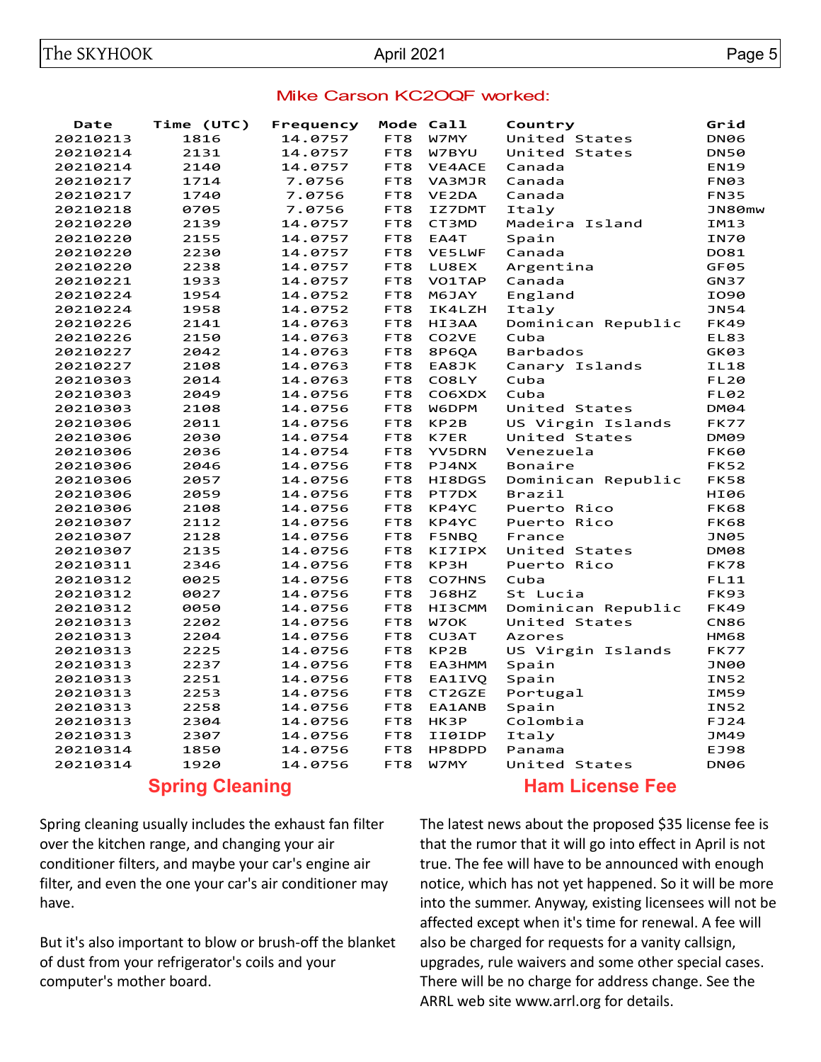## Mike Carson KC2OQF worked:

| Date | Time (UTC) | Frequency | Mode | Call | Country | Grid |
|---|---|---|---|---|---|---|
| 20210213 | 1816 | 14.0757 | FT8 | W7MY | United States | DN06 |
| 20210214 | 2131 | 14.0757 | FT8 | W7BYU | United States | DN50 |
| 20210214 | 2140 | 14.0757 | FT8 | VE4ACE | Canada | EN19 |
| 20210217 | 1714 | 7.0756 | FT8 | VA3MJR | Canada | FN03 |
| 20210217 | 1740 | 7.0756 | FT8 | VE2DA | Canada | FN35 |
| 20210218 | 0705 | 7.0756 | FT8 | IZ7DMT | Italy | JN80mw |
| 20210220 | 2139 | 14.0757 | FT8 | CT3MD | Madeira Island | IM13 |
| 20210220 | 2155 | 14.0757 | FT8 | EA4T | Spain | IN70 |
| 20210220 | 2230 | 14.0757 | FT8 | VE5LWF | Canada | DO81 |
| 20210220 | 2238 | 14.0757 | FT8 | LU8EX | Argentina | GF05 |
| 20210221 | 1933 | 14.0757 | FT8 | VO1TAP | Canada | GN37 |
| 20210224 | 1954 | 14.0752 | FT8 | M6JAY | England | IO90 |
| 20210224 | 1958 | 14.0752 | FT8 | IK4LZH | Italy | JN54 |
| 20210226 | 2141 | 14.0763 | FT8 | HI3AA | Dominican Republic | FK49 |
| 20210226 | 2150 | 14.0763 | FT8 | CO2VE | Cuba | EL83 |
| 20210227 | 2042 | 14.0763 | FT8 | 8P6QA | Barbados | GK03 |
| 20210227 | 2108 | 14.0763 | FT8 | EA8JK | Canary Islands | IL18 |
| 20210303 | 2014 | 14.0763 | FT8 | CO8LY | Cuba | FL20 |
| 20210303 | 2049 | 14.0756 | FT8 | CO6XDX | Cuba | FL02 |
| 20210303 | 2108 | 14.0756 | FT8 | W6DPM | United States | DM04 |
| 20210306 | 2011 | 14.0756 | FT8 | KP2B | US Virgin Islands | FK77 |
| 20210306 | 2030 | 14.0754 | FT8 | K7ER | United States | DM09 |
| 20210306 | 2036 | 14.0754 | FT8 | YV5DRN | Venezuela | FK60 |
| 20210306 | 2046 | 14.0756 | FT8 | PJ4NX | Bonaire | FK52 |
| 20210306 | 2057 | 14.0756 | FT8 | HI8DGS | Dominican Republic | FK58 |
| 20210306 | 2059 | 14.0756 | FT8 | PT7DX | Brazil | HI06 |
| 20210306 | 2108 | 14.0756 | FT8 | KP4YC | Puerto Rico | FK68 |
| 20210307 | 2112 | 14.0756 | FT8 | KP4YC | Puerto Rico | FK68 |
| 20210307 | 2128 | 14.0756 | FT8 | F5NBQ | France | JN05 |
| 20210307 | 2135 | 14.0756 | FT8 | KI7IPX | United States | DM08 |
| 20210311 | 2346 | 14.0756 | FT8 | KP3H | Puerto Rico | FK78 |
| 20210312 | 0025 | 14.0756 | FT8 | CO7HNS | Cuba | FL11 |
| 20210312 | 0027 | 14.0756 | FT8 | J68HZ | St Lucia | FK93 |
| 20210312 | 0050 | 14.0756 | FT8 | HI3CMM | Dominican Republic | FK49 |
| 20210313 | 2202 | 14.0756 | FT8 | W7OK | United States | CN86 |
| 20210313 | 2204 | 14.0756 | FT8 | CU3AT | Azores | HM68 |
| 20210313 | 2225 | 14.0756 | FT8 | KP2B | US Virgin Islands | FK77 |
| 20210313 | 2237 | 14.0756 | FT8 | EA3HMM | Spain | JN00 |
| 20210313 | 2251 | 14.0756 | FT8 | EA1IVQ | Spain | IN52 |
| 20210313 | 2253 | 14.0756 | FT8 | CT2GZE | Portugal | IM59 |
| 20210313 | 2258 | 14.0756 | FT8 | EA1ANB | Spain | IN52 |
| 20210313 | 2304 | 14.0756 | FT8 | HK3P | Colombia | FJ24 |
| 20210313 | 2307 | 14.0756 | FT8 | II0IDP | Italy | JM49 |
| 20210314 | 1850 | 14.0756 | FT8 | HP8DPD | Panama | EJ98 |
| 20210314 | 1920 | 14.0756 | FT8 | W7MY | United States | DN06 |

## Spring Cleaning

Spring cleaning usually includes the exhaust fan filter over the kitchen range, and changing your air conditioner filters, and maybe your car's engine air filter, and even the one your car's air conditioner may have.

But it's also important to blow or brush-off the blanket of dust from your refrigerator's coils and your computer's mother board.

## Ham License Fee

The latest news about the proposed $35 license fee is that the rumor that it will go into effect in April is not true. The fee will have to be announced with enough notice, which has not yet happened. So it will be more into the summer. Anyway, existing licensees will not be affected except when it's time for renewal. A fee will also be charged for requests for a vanity callsign, upgrades, rule waivers and some other special cases. There will be no charge for address change. See the ARRL web site www.arrl.org for details.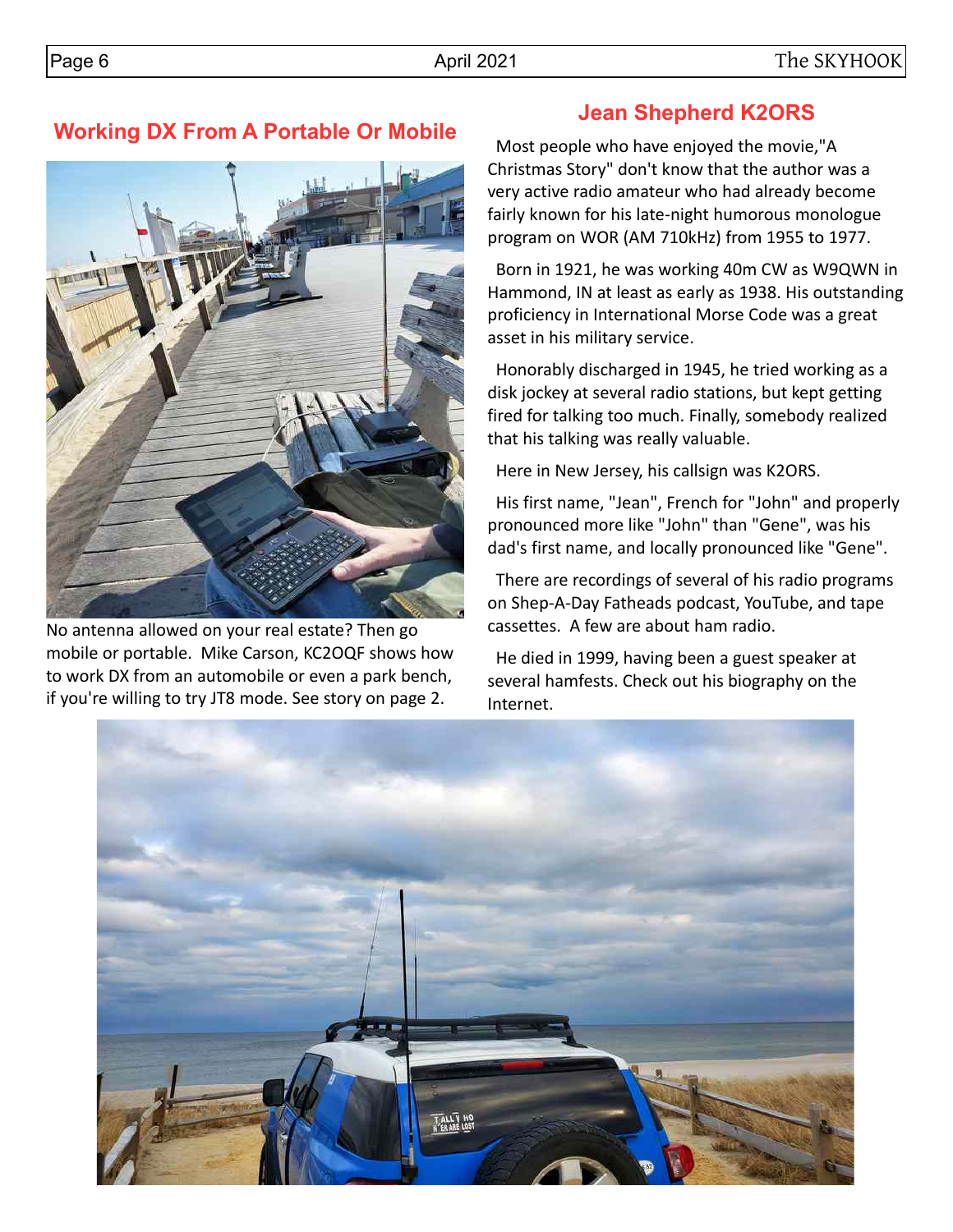## Working DX From A Portable Or Mobile

No antenna allowed on your real estate? Then go mobile or portable. Mike Carson, KC2OQF shows how to work DX from an automobile or even a park bench, if you're willing to try JT8 mode. See story on page 2.

## Jean Shepherd K2ORS

Most people who have enjoyed the movie,"A Christmas Story" don't know that the author was a very active radio amateur who had already become fairly known for his late-night humorous monologue program on WOR (AM 710kHz) from 1955 to 1977.

Born in 1921, he was working 40m CW as W9QWN in Hammond, IN at least as early as 1938. His outstanding proficiency in International Morse Code was a great asset in his military service.

Honorably discharged in 1945, he tried working as a disk jockey at several radio stations, but kept getting fired for talking too much. Finally, somebody realized that his talking was really valuable.

Here in New Jersey, his callsign was K2ORS.

His first name, "Jean", French for "John" and properly pronounced more like "John" than "Gene", was his dad's first name, and locally pronounced like "Gene".

There are recordings of several of his radio programs on Shep-A-Day Fatheads podcast, YouTube, and tape cassettes. A few are about ham radio.

He died in 1999, having been a guest speaker at several hamfests. Check out his biography on the Internet.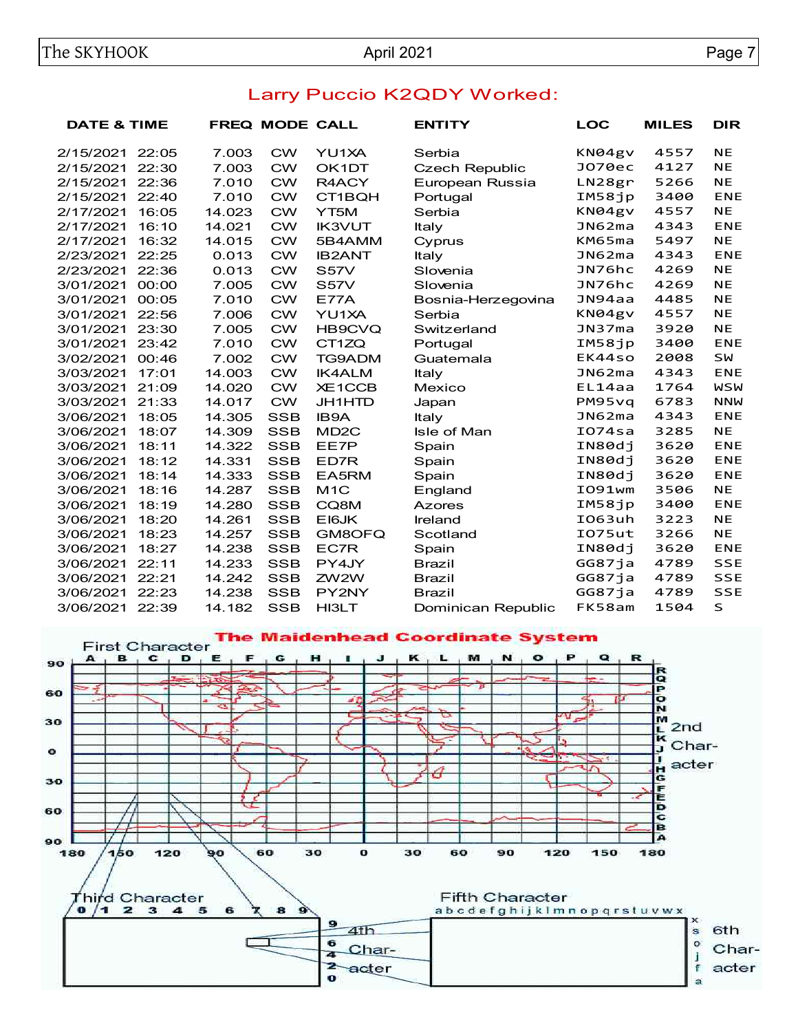## Larry Puccio K2QDY Worked:

| DATE & TIME | FREQ | MODE | CALL | ENTITY | LOC | MILES | DIR |
|---|---|---|---|---|---|---|---|
| 2/15/2021 22:05 | 7.003 | CW | YU1XA | Serbia | KN04gv | 4557 | NE |
| 2/15/2021 22:30 | 7.003 | CW | OK1DT | Czech Republic | JO70ec | 4127 | NE |
| 2/15/2021 22:36 | 7.010 | CW | R4ACY | European Russia | LN28gr | 5266 | NE |
| 2/15/2021 22:40 | 7.010 | CW | CT1BQH | Portugal | IM58jp | 3400 | ENE |
| 2/17/2021 16:05 | 14.023 | CW | YT5M | Serbia | KN04gv | 4557 | NE |
| 2/17/2021 16:10 | 14.021 | CW | IK3VUT | Italy | JN62ma | 4343 | ENE |
| 2/17/2021 16:32 | 14.015 | CW | 5B4AMM | Cyprus | KM65ma | 5497 | NE |
| 2/23/2021 22:25 | 0.013 | CW | IB2ANT | Italy | JN62ma | 4343 | ENE |
| 2/23/2021 22:36 | 0.013 | CW | S57V | Slovenia | JN76hc | 4269 | NE |
| 3/01/2021 00:00 | 7.005 | CW | S57V | Slovenia | JN76hc | 4269 | NE |
| 3/01/2021 00:05 | 7.010 | CW | E77A | Bosnia-Herzegovina | JN94aa | 4485 | NE |
| 3/01/2021 22:56 | 7.006 | CW | YU1XA | Serbia | KN04gv | 4557 | NE |
| 3/01/2021 23:30 | 7.005 | CW | HB9CVQ | Switzerland | JN37ma | 3920 | NE |
| 3/01/2021 23:42 | 7.010 | CW | CT1ZQ | Portugal | IM58jp | 3400 | ENE |
| 3/02/2021 00:46 | 7.002 | CW | TG9ADM | Guatemala | EK44so | 2008 | SW |
| 3/03/2021 17:01 | 14.003 | CW | IK4ALM | Italy | JN62ma | 4343 | ENE |
| 3/03/2021 21:09 | 14.020 | CW | XE1CCB | Mexico | EL14aa | 1764 | WSW |
| 3/03/2021 21:33 | 14.017 | CW | JH1HTD | Japan | PM95vq | 6783 | NNW |
| 3/06/2021 18:05 | 14.305 | SSB | IB9A | Italy | JN62ma | 4343 | ENE |
| 3/06/2021 18:07 | 14.309 | SSB | MD2C | Isle of Man | IO74sa | 3285 | NE |
| 3/06/2021 18:11 | 14.322 | SSB | EE7P | Spain | IN80dj | 3620 | ENE |
| 3/06/2021 18:12 | 14.331 | SSB | ED7R | Spain | IN80dj | 3620 | ENE |
| 3/06/2021 18:14 | 14.333 | SSB | EA5RM | Spain | IN80dj | 3620 | ENE |
| 3/06/2021 18:16 | 14.287 | SSB | M1C | England | IO91wm | 3506 | NE |
| 3/06/2021 18:19 | 14.280 | SSB | CQ8M | Azores | IM58jp | 3400 | ENE |
| 3/06/2021 18:20 | 14.261 | SSB | EI6JK | Ireland | IO63uh | 3223 | NE |
| 3/06/2021 18:23 | 14.257 | SSB | GM8OFQ | Scotland | IO75ut | 3266 | NE |
| 3/06/2021 18:27 | 14.238 | SSB | EC7R | Spain | IN80dj | 3620 | ENE |
| 3/06/2021 22:11 | 14.233 | SSB | PY4JY | Brazil | GG87ja | 4789 | SSE |
| 3/06/2021 22:21 | 14.242 | SSB | ZW2W | Brazil | GG87ja | 4789 | SSE |
| 3/06/2021 22:23 | 14.238 | SSB | PY2NY | Brazil | GG87ja | 4789 | SSE |
| 3/06/2021 22:39 | 14.182 | SSB | HI3LT | Dominican Republic | FK58am | 1504 | S |

### The Maidenhead Coordinate System

First Character: A B C D E F G H I J K L M N O P Q R

2nd Character: A B C D E F G H I J K L M N O P Q R

Third Character: 0 1 2 3 4 5 6 7 8 9

4th Character: 0 2 4 6 9

Fifth Character: a b c d e f g h i j k l m n o p q r s t u v w x

6th Character: a f j o s x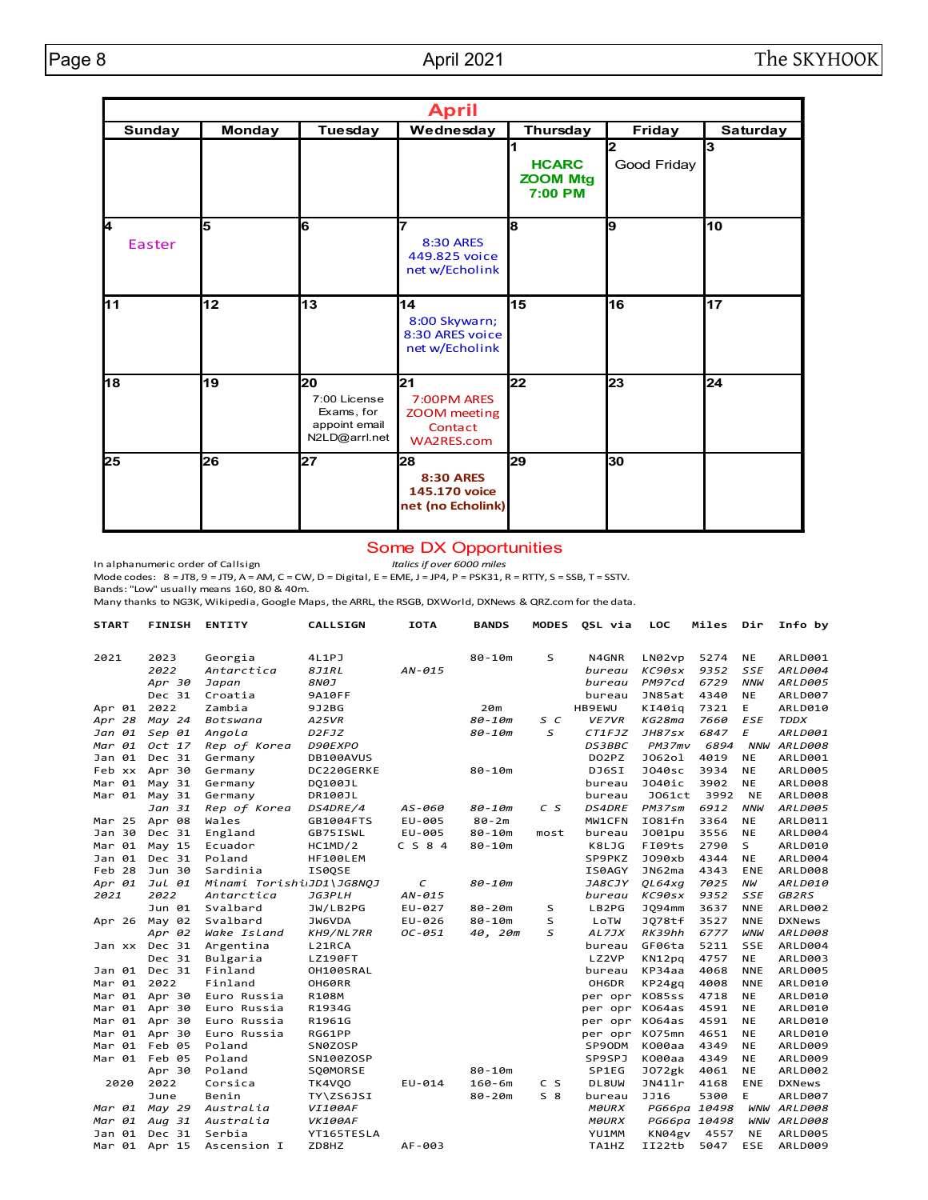## April

| Sunday | Monday | Tuesday | Wednesday | Thursday | Friday | Saturday |
|---|---|---|---|---|---|---|
| | | | | 1 **HCARC ZOOM Mtg 7:00 PM** | 2 Good Friday | 3 |
| 4 Easter | 5 | 6 | 7 8:30 ARES 449.825 voice net w/Echolink | 8 | 9 | 10 |
| 11 | 12 | 13 | 14 8:00 Skywarn; 8:30 ARES voice net w/Echolink | 15 | 16 | 17 |
| 18 | 19 | 20 7:00 License Exams, for appoint email N2LD@arrl.net | 21 7:00PM ARES ZOOM meeting Contact WA2RES.com | 22 | 23 | 24 |
| 25 | 26 | 27 | 28 **8:30 ARES 145.170 voice net (no Echolink)** | 29 | 30 | |

## Some DX Opportunities

In alphanumeric order of Callsign *Italics if over 6000 miles*

Mode codes: 8 = JT8, 9 = JT9, A = AM, C = CW, D = Digital, E = EME, J = JP4, P = PSK31, R = RTTY, S = SSB, T = SSTV.

Bands: "Low" usually means 160, 80 & 40m.

Many thanks to NG3K, Wikipedia, Google Maps, the ARRL, the RSGB, DXWorld, DXNews & QRZ.com for the data.

| START | FINISH | ENTITY | CALLSIGN | IOTA | BANDS | MODES | QSL via | LOC | Miles | Dir | Info by |
|---|---|---|---|---|---|---|---|---|---|---|---|
| 2021 | 2023 | Georgia | 4L1PJ | | 80-10m | S | N4GNR | LN02vp | 5274 | NE | ARLD001 |
| | *2022* | *Antarctica* | *8J1RL* | *AN-015* | | | *bureau* | *KC90sx* | *9352* | *SSE* | *ARLD004* |
| | *Apr 30* | *Japan* | *8N0J* | | | | *bureau* | *PM97cd* | *6729* | *NNW* | *ARLD005* |
| | Dec 31 | Croatia | 9A10FF | | | | bureau | JN85at | 4340 | NE | ARLD007 |
| Apr 01 | 2022 | Zambia | 9J2BG | | 20m | | HB9EWU | KI40iq | 7321 | E | ARLD010 |
| *Apr 28* | *May 24* | *Botswana* | *A25VR* | | *80-10m* | *S C* | *VE7VR* | *KG28ma* | *7660* | *ESE* | *TDDX* |
| *Jan 01* | *Sep 01* | *Angola* | *D2FJZ* | | *80-10m* | *S* | *CT1FJZ* | *JH87sx* | *6847* | *E* | *ARLD001* |
| *Mar 01* | *Oct 17* | *Rep of Korea* | *D90EXPO* | | | | *DS3BBC* | *PM37mv* | *6894* | *NNW* | *ARLD008* |
| Jan 01 | Dec 31 | Germany | DB100AVUS | | | | DO2PZ | JO62ol | 4019 | NE | ARLD001 |
| Feb xx | Apr 30 | Germany | DC220GERKE | | 80-10m | | DJ6SI | JO40sc | 3934 | NE | ARLD005 |
| Mar 01 | May 31 | Germany | DQ100JL | | | | bureau | JO40ic | 3902 | NE | ARLD008 |
| Mar 01 | May 31 | Germany | DR100JL | | | | bureau | JO61ct | 3992 | NE | ARLD008 |
| | *Jan 31* | *Rep of Korea* | *DS4DRE/4* | *AS-060* | *80-10m* | *C S* | *DS4DRE* | *PM37sm* | *6912* | *NNW* | *ARLD005* |
| Mar 25 | Apr 08 | Wales | GB1004FTS | EU-005 | 80-2m | | MW1CFN | IO81fn | 3364 | NE | ARLD011 |
| Jan 30 | Dec 31 | England | GB75ISWL | EU-005 | 80-10m | most | bureau | JO01pu | 3556 | NE | ARLD004 |
| Mar 01 | May 15 | Ecuador | HC1MD/2 | C S 8 4 | 80-10m | | K8LJG | FI09ts | 2790 | S | ARLD010 |
| Jan 01 | Dec 31 | Poland | HF100LEM | | | | SP9PKZ | JO90xb | 4344 | NE | ARLD004 |
| Feb 28 | Jun 30 | Sardinia | IS0QSE | | | | IS0AGY | JN62ma | 4343 | ENE | ARLD008 |
| *Apr 01* | *Jul 01* | *Minami Torishima* | *JD1\JG8NQJ* | *C* | *80-10m* | | *JA8CJY* | *QL64xg* | *7025* | *NW* | *ARLD010* |
| *2021* | *2022* | *Antarctica* | *JG3PLH* | *AN-015* | | | *bureau* | *KC90sx* | *9352* | *SSE* | *GB2RS* |
| | Jun 01 | Svalbard | JW/LB2PG | EU-027 | 80-20m | S | LB2PG | JQ94mm | 3637 | NNE | ARLD002 |
| Apr 26 | May 02 | Svalbard | JW6VDA | EU-026 | 80-10m | S | LoTW | JQ78tf | 3527 | NNE | DXNews |
| | *Apr 02* | *Wake Island* | *KH9/NL7RR* | *OC-051* | *40, 20m* | *S* | *AL7JX* | *RK39hh* | *6777* | *WNW* | *ARLD008* |
| Jan xx | Dec 31 | Argentina | L21RCA | | | | bureau | GF06ta | 5211 | SSE | ARLD004 |
| | Dec 31 | Bulgaria | LZ190FT | | | | LZ2VP | KN12pq | 4757 | NE | ARLD003 |
| Jan 01 | Dec 31 | Finland | OH100SRAL | | | | bureau | KP34aa | 4068 | NNE | ARLD005 |
| Mar 01 | 2022 | Finland | OH60RR | | | | OH6DR | KP24gq | 4008 | NNE | ARLD010 |
| Mar 01 | Apr 30 | Euro Russia | R108M | | | | per opr | KO85ss | 4718 | NE | ARLD010 |
| Mar 01 | Apr 30 | Euro Russia | R1934G | | | | per opr | KO64as | 4591 | NE | ARLD010 |
| Mar 01 | Apr 30 | Euro Russia | R1961G | | | | per opr | KO64as | 4591 | NE | ARLD010 |
| Mar 01 | Apr 30 | Euro Russia | RG61PP | | | | per opr | KO75mn | 4651 | NE | ARLD010 |
| Mar 01 | Feb 05 | Poland | SN0ZOSP | | | | SP9ODM | KO00aa | 4349 | NE | ARLD009 |
| Mar 01 | Feb 05 | Poland | SN100ZOSP | | | | SP9SPJ | KO00aa | 4349 | NE | ARLD009 |
| | Apr 30 | Poland | SQ0MORSE | | 80-10m | | SP1EG | JO72gk | 4061 | NE | ARLD002 |
| 2020 | 2022 | Corsica | TK4VQO | EU-014 | 160-6m | C S | DL8UW | JN41lr | 4168 | ENE | DXNews |
| | June | Benin | TY\ZS6JSI | | 80-20m | S 8 | bureau | JJ16 | 5300 | E | ARLD007 |
| *Mar 01* | *May 29* | *Australia* | *VI100AF* | | | | *M0URX* | *PG66pa* | *10498* | *WNW* | *ARLD008* |
| *Mar 01* | *Aug 31* | *Australia* | *VK100AF* | | | | *M0URX* | *PG66pa* | *10498* | *WNW* | *ARLD008* |
| Jan 01 | Dec 31 | Serbia | YT165TESLA | | | | YU1MM | KN04gv | 4557 | NE | ARLD005 |
| Mar 01 | Apr 15 | Ascension I | ZD8HZ | AF-003 | | | TA1HZ | II22tb | 5047 | ESE | ARLD009 |